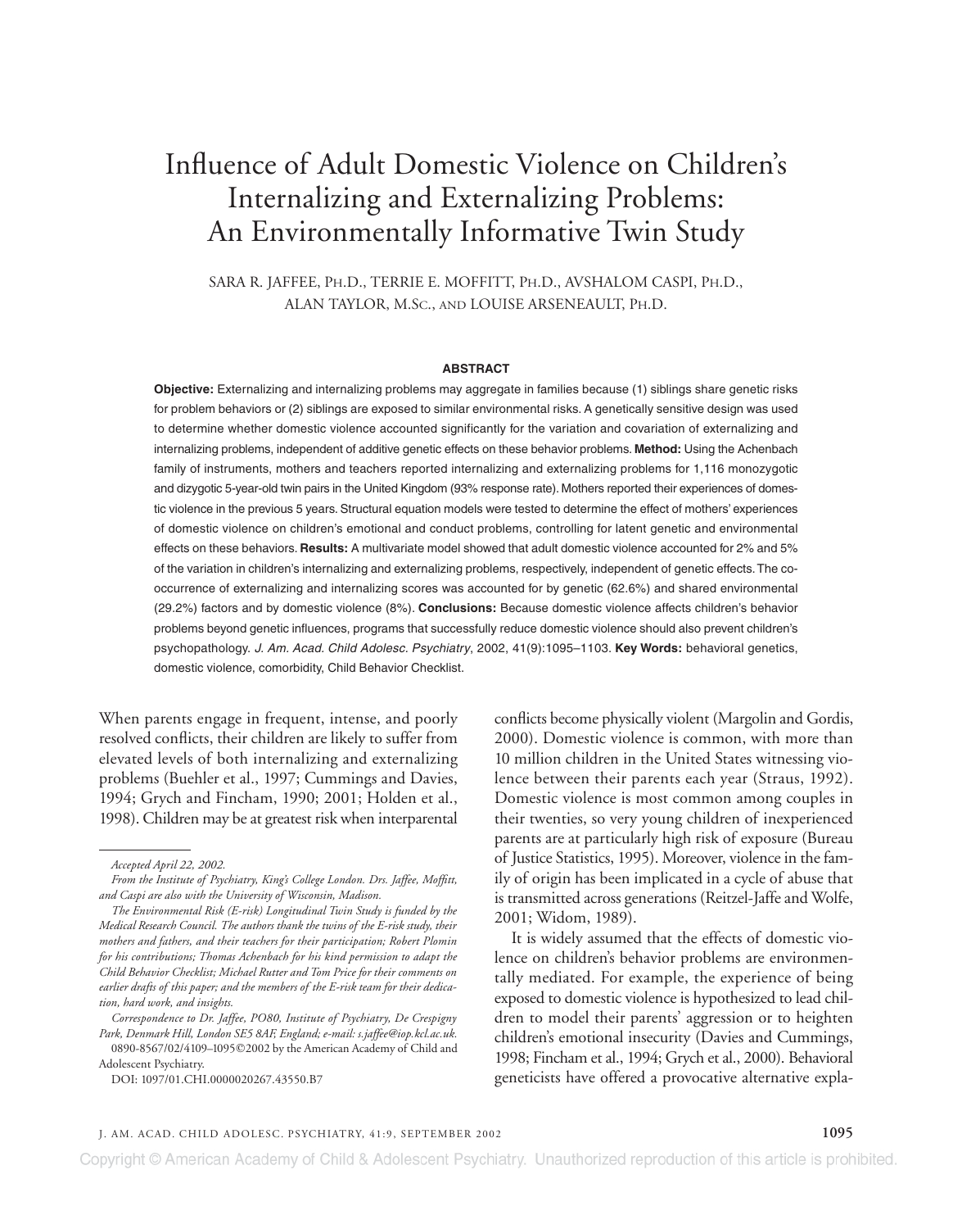# Influence of Adult Domestic Violence on Children's Internalizing and Externalizing Problems: An Environmentally Informative Twin Study

SARA R. JAFFEE, PH.D., TERRIE E. MOFFITT, PH.D., AVSHALOM CASPI, PH.D., ALAN TAYLOR, M.SC., AND LOUISE ARSENEAULT, PH.D.

## ABSTRACT

**Objective:** Externalizing and internalizing problems may aggregate in families because (1) siblings share genetic risks for problem behaviors or (2) siblings are exposed to similar environmental risks. A genetically sensitive design was used to determine whether domestic violence accounted significantly for the variation and covariation of externalizing and internalizing problems, independent of additive genetic effects on these behavior problems. **Method:** Using the Achenbach family of instruments, mothers and teachers reported internalizing and externalizing problems for 1,116 monozygotic and dizygotic 5-year-old twin pairs in the United Kingdom (93% response rate). Mothers reported their experiences of domestic violence in the previous 5 years. Structural equation models were tested to determine the effect of mothers' experiences of domestic violence on children's emotional and conduct problems, controlling for latent genetic and environmental effects on these behaviors. **Results:** A multivariate model showed that adult domestic violence accounted for 2% and 5% of the variation in children's internalizing and externalizing problems, respectively, independent of genetic effects. The co-occurrence of externalizing and internalizing scores was accounted for by genetic (62.6%) and shared environmental (29.2%) factors and by domestic violence (8%). **Conclusions:** Because domestic violence affects children's behavior problems beyond genetic influences, programs that successfully reduce domestic violence should also prevent children's psychopathology. *J. Am. Acad. Child Adolesc. Psychiatry*, 2002, 41(9):1095–1103. **Key Words:** behavioral genetics, domestic violence, comorbidity, Child Behavior Checklist.

When parents engage in frequent, intense, and poorly resolved conflicts, their children are likely to suffer from elevated levels of both internalizing and externalizing problems (Buehler et al., 1997; Cummings and Davies, 1994; Grych and Fincham, 1990; 2001; Holden et al., 1998). Children may be at greatest risk when interparental conflicts become physically violent (Margolin and Gordis, 2000). Domestic violence is common, with more than 10 million children in the United States witnessing violence between their parents each year (Straus, 1992). Domestic violence is most common among couples in their twenties, so very young children of inexperienced parents are at particularly high risk of exposure (Bureau of Justice Statistics, 1995). Moreover, violence in the family of origin has been implicated in a cycle of abuse that is transmitted across generations (Reitzel-Jaffe and Wolfe, 2001; Widom, 1989).

It is widely assumed that the effects of domestic violence on children's behavior problems are environmentally mediated. For example, the experience of being exposed to domestic violence is hypothesized to lead children to model their parents' aggression or to heighten children's emotional insecurity (Davies and Cummings, 1998; Fincham et al., 1994; Grych et al., 2000). Behavioral geneticists have offered a provocative alternative expla-

---

*Accepted April 22, 2002.*

*From the Institute of Psychiatry, King's College London. Drs. Jaffee, Moffitt, and Caspi are also with the University of Wisconsin, Madison.*

*The Environmental Risk (E-risk) Longitudinal Twin Study is funded by the Medical Research Council. The authors thank the twins of the E-risk study, their mothers and fathers, and their teachers for their participation; Robert Plomin for his contributions; Thomas Achenbach for his kind permission to adapt the Child Behavior Checklist; Michael Rutter and Tom Price for their comments on earlier drafts of this paper; and the members of the E-risk team for their dedication, hard work, and insights.*

*Correspondence to Dr. Jaffee, PO80, Institute of Psychiatry, De Crespigny Park, Denmark Hill, London SE5 8AF, England; e-mail: s.jaffee@iop.kcl.ac.uk.*

0890-8567/02/4109–1095©2002 by the American Academy of Child and Adolescent Psychiatry.

DOI: 1097/01.CHI.0000020267.43550.B7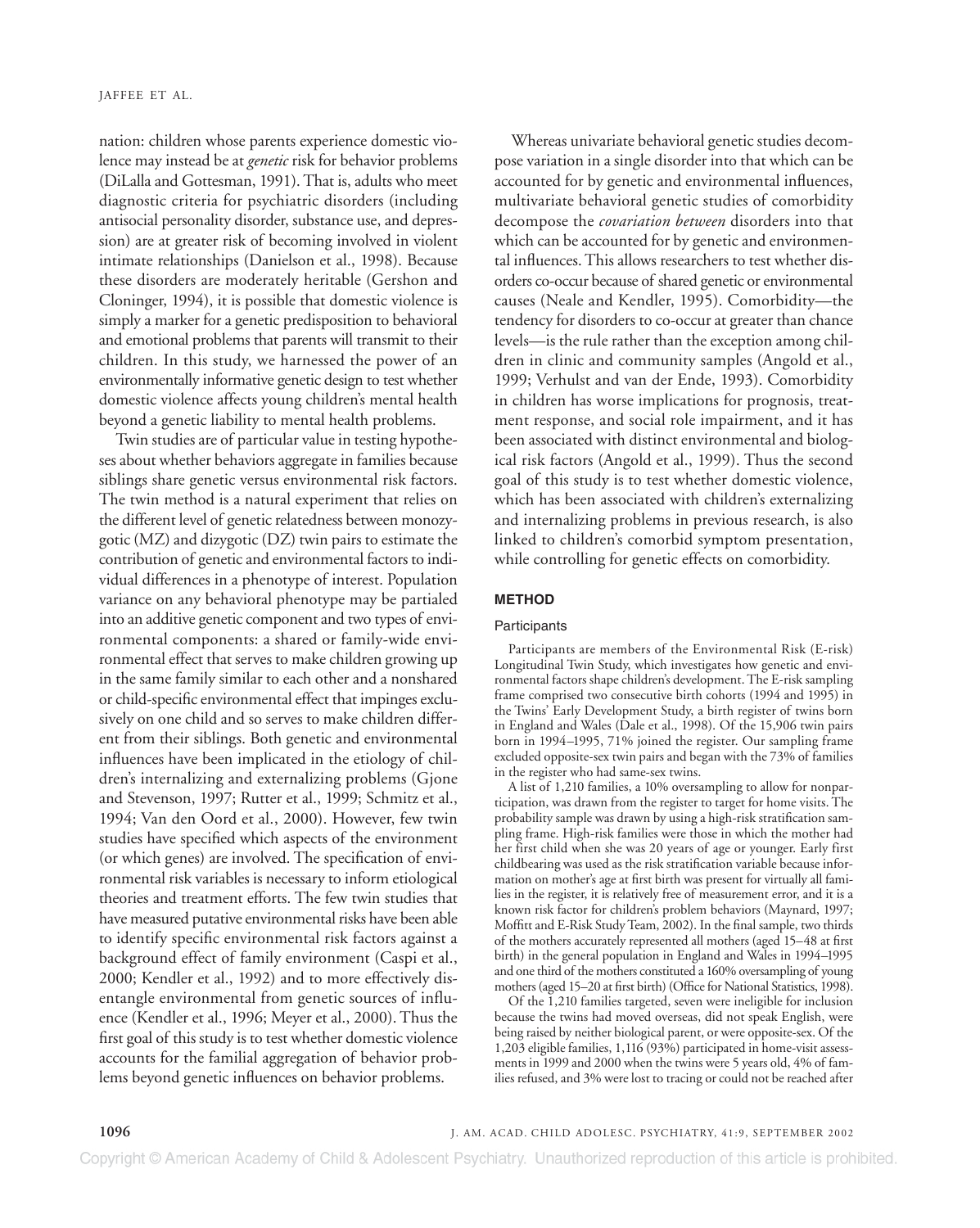nation: children whose parents experience domestic violence may instead be at *genetic* risk for behavior problems (DiLalla and Gottesman, 1991). That is, adults who meet diagnostic criteria for psychiatric disorders (including antisocial personality disorder, substance use, and depression) are at greater risk of becoming involved in violent intimate relationships (Danielson et al., 1998). Because these disorders are moderately heritable (Gershon and Cloninger, 1994), it is possible that domestic violence is simply a marker for a genetic predisposition to behavioral and emotional problems that parents will transmit to their children. In this study, we harnessed the power of an environmentally informative genetic design to test whether domestic violence affects young children's mental health beyond a genetic liability to mental health problems.

Twin studies are of particular value in testing hypotheses about whether behaviors aggregate in families because siblings share genetic versus environmental risk factors. The twin method is a natural experiment that relies on the different level of genetic relatedness between monozygotic (MZ) and dizygotic (DZ) twin pairs to estimate the contribution of genetic and environmental factors to individual differences in a phenotype of interest. Population variance on any behavioral phenotype may be partialed into an additive genetic component and two types of environmental components: a shared or family-wide environmental effect that serves to make children growing up in the same family similar to each other and a nonshared or child-specific environmental effect that impinges exclusively on one child and so serves to make children different from their siblings. Both genetic and environmental influences have been implicated in the etiology of children's internalizing and externalizing problems (Gjone and Stevenson, 1997; Rutter et al., 1999; Schmitz et al., 1994; Van den Oord et al., 2000). However, few twin studies have specified which aspects of the environment (or which genes) are involved. The specification of environmental risk variables is necessary to inform etiological theories and treatment efforts. The few twin studies that have measured putative environmental risks have been able to identify specific environmental risk factors against a background effect of family environment (Caspi et al., 2000; Kendler et al., 1992) and to more effectively disentangle environmental from genetic sources of influence (Kendler et al., 1996; Meyer et al., 2000). Thus the first goal of this study is to test whether domestic violence accounts for the familial aggregation of behavior problems beyond genetic influences on behavior problems.

Whereas univariate behavioral genetic studies decompose variation in a single disorder into that which can be accounted for by genetic and environmental influences, multivariate behavioral genetic studies of comorbidity decompose the *covariation between* disorders into that which can be accounted for by genetic and environmental influences. This allows researchers to test whether disorders co-occur because of shared genetic or environmental causes (Neale and Kendler, 1995). Comorbidity—the tendency for disorders to co-occur at greater than chance levels—is the rule rather than the exception among children in clinic and community samples (Angold et al., 1999; Verhulst and van der Ende, 1993). Comorbidity in children has worse implications for prognosis, treatment response, and social role impairment, and it has been associated with distinct environmental and biological risk factors (Angold et al., 1999). Thus the second goal of this study is to test whether domestic violence, which has been associated with children's externalizing and internalizing problems in previous research, is also linked to children's comorbid symptom presentation, while controlling for genetic effects on comorbidity.

## METHOD

### Participants

Participants are members of the Environmental Risk (E-risk) Longitudinal Twin Study, which investigates how genetic and environmental factors shape children's development. The E-risk sampling frame comprised two consecutive birth cohorts (1994 and 1995) in the Twins' Early Development Study, a birth register of twins born in England and Wales (Dale et al., 1998). Of the 15,906 twin pairs born in 1994–1995, 71% joined the register. Our sampling frame excluded opposite-sex twin pairs and began with the 73% of families in the register who had same-sex twins.

A list of 1,210 families, a 10% oversampling to allow for nonparticipation, was drawn from the register to target for home visits. The probability sample was drawn by using a high-risk stratification sampling frame. High-risk families were those in which the mother had her first child when she was 20 years of age or younger. Early first childbearing was used as the risk stratification variable because information on mother's age at first birth was present for virtually all families in the register, it is relatively free of measurement error, and it is a known risk factor for children's problem behaviors (Maynard, 1997; Moffitt and E-Risk Study Team, 2002). In the final sample, two thirds of the mothers accurately represented all mothers (aged 15–48 at first birth) in the general population in England and Wales in 1994–1995 and one third of the mothers constituted a 160% oversampling of young mothers (aged 15–20 at first birth) (Office for National Statistics, 1998).

Of the 1,210 families targeted, seven were ineligible for inclusion because the twins had moved overseas, did not speak English, were being raised by neither biological parent, or were opposite-sex. Of the 1,203 eligible families, 1,116 (93%) participated in home-visit assessments in 1999 and 2000 when the twins were 5 years old, 4% of families refused, and 3% were lost to tracing or could not be reached after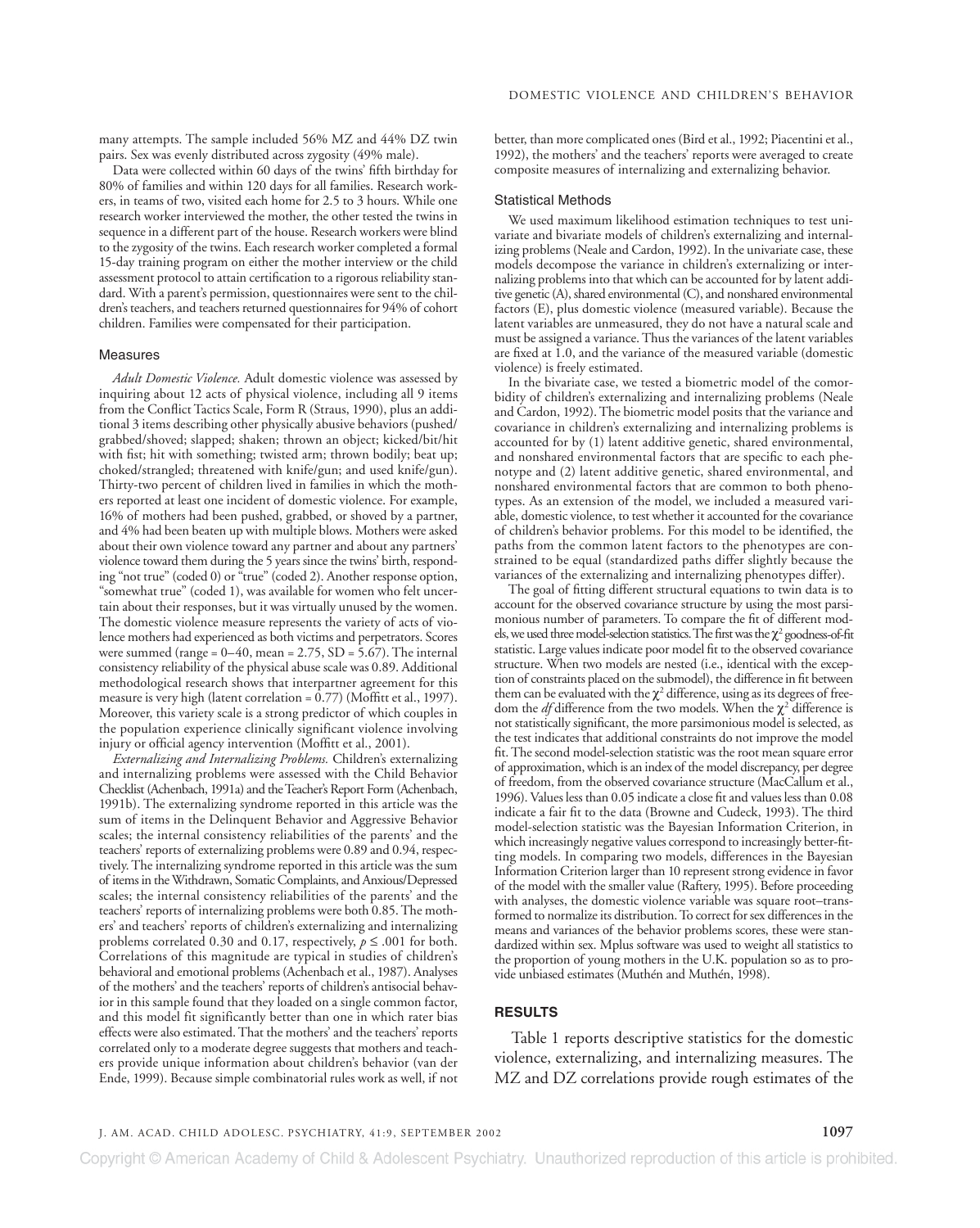many attempts. The sample included 56% MZ and 44% DZ twin pairs. Sex was evenly distributed across zygosity (49% male).

Data were collected within 60 days of the twins' fifth birthday for 80% of families and within 120 days for all families. Research workers, in teams of two, visited each home for 2.5 to 3 hours. While one research worker interviewed the mother, the other tested the twins in sequence in a different part of the house. Research workers were blind to the zygosity of the twins. Each research worker completed a formal 15-day training program on either the mother interview or the child assessment protocol to attain certification to a rigorous reliability standard. With a parent's permission, questionnaires were sent to the children's teachers, and teachers returned questionnaires for 94% of cohort children. Families were compensated for their participation.

### Measures

*Adult Domestic Violence.* Adult domestic violence was assessed by inquiring about 12 acts of physical violence, including all 9 items from the Conflict Tactics Scale, Form R (Straus, 1990), plus an additional 3 items describing other physically abusive behaviors (pushed/grabbed/shoved; slapped; shaken; thrown an object; kicked/bit/hit with fist; hit with something; twisted arm; thrown bodily; beat up; choked/strangled; threatened with knife/gun; and used knife/gun). Thirty-two percent of children lived in families in which the mothers reported at least one incident of domestic violence. For example, 16% of mothers had been pushed, grabbed, or shoved by a partner, and 4% had been beaten up with multiple blows. Mothers were asked about their own violence toward any partner and about any partners' violence toward them during the 5 years since the twins' birth, responding "not true" (coded 0) or "true" (coded 2). Another response option, "somewhat true" (coded 1), was available for women who felt uncertain about their responses, but it was virtually unused by the women. The domestic violence measure represents the variety of acts of violence mothers had experienced as both victims and perpetrators. Scores were summed (range = 0–40, mean = 2.75, SD = 5.67). The internal consistency reliability of the physical abuse scale was 0.89. Additional methodological research shows that interpartner agreement for this measure is very high (latent correlation = 0.77) (Moffitt et al., 1997). Moreover, this variety scale is a strong predictor of which couples in the population experience clinically significant violence involving injury or official agency intervention (Moffitt et al., 2001).

*Externalizing and Internalizing Problems.* Children's externalizing and internalizing problems were assessed with the Child Behavior Checklist (Achenbach, 1991a) and the Teacher's Report Form (Achenbach, 1991b). The externalizing syndrome reported in this article was the sum of items in the Delinquent Behavior and Aggressive Behavior scales; the internal consistency reliabilities of the parents' and the teachers' reports of externalizing problems were 0.89 and 0.94, respectively. The internalizing syndrome reported in this article was the sum of items in the Withdrawn, Somatic Complaints, and Anxious/Depressed scales; the internal consistency reliabilities of the parents' and the teachers' reports of internalizing problems were both 0.85. The mothers' and teachers' reports of children's externalizing and internalizing problems correlated 0.30 and 0.17, respectively, $p \leq .001$ for both. Correlations of this magnitude are typical in studies of children's behavioral and emotional problems (Achenbach et al., 1987). Analyses of the mothers' and the teachers' reports of children's antisocial behavior in this sample found that they loaded on a single common factor, and this model fit significantly better than one in which rater bias effects were also estimated. That the mothers' and the teachers' reports correlated only to a moderate degree suggests that mothers and teachers provide unique information about children's behavior (van der Ende, 1999). Because simple combinatorial rules work as well, if not better, than more complicated ones (Bird et al., 1992; Piacentini et al., 1992), the mothers' and the teachers' reports were averaged to create composite measures of internalizing and externalizing behavior.

### Statistical Methods

We used maximum likelihood estimation techniques to test univariate and bivariate models of children's externalizing and internalizing problems (Neale and Cardon, 1992). In the univariate case, these models decompose the variance in children's externalizing or internalizing problems into that which can be accounted for by latent additive genetic (A), shared environmental (C), and nonshared environmental factors (E), plus domestic violence (measured variable). Because the latent variables are unmeasured, they do not have a natural scale and must be assigned a variance. Thus the variances of the latent variables are fixed at 1.0, and the variance of the measured variable (domestic violence) is freely estimated.

In the bivariate case, we tested a biometric model of the comorbidity of children's externalizing and internalizing problems (Neale and Cardon, 1992). The biometric model posits that the variance and covariance in children's externalizing and internalizing problems is accounted for by (1) latent additive genetic, shared environmental, and nonshared environmental factors that are specific to each phenotype and (2) latent additive genetic, shared environmental, and nonshared environmental factors that are common to both phenotypes. As an extension of the model, we included a measured variable, domestic violence, to test whether it accounted for the covariance of children's behavior problems. For this model to be identified, the paths from the common latent factors to the phenotypes are constrained to be equal (standardized paths differ slightly because the variances of the externalizing and internalizing phenotypes differ).

The goal of fitting different structural equations to twin data is to account for the observed covariance structure by using the most parsimonious number of parameters. To compare the fit of different models, we used three model-selection statistics. The first was the $\chi^2$ goodness-of-fit statistic. Large values indicate poor model fit to the observed covariance structure. When two models are nested (i.e., identical with the exception of constraints placed on the submodel), the difference in fit between them can be evaluated with the $\chi^2$ difference, using as its degrees of freedom the *df* difference from the two models. When the $\chi^2$ difference is not statistically significant, the more parsimonious model is selected, as the test indicates that additional constraints do not improve the model fit. The second model-selection statistic was the root mean square error of approximation, which is an index of the model discrepancy, per degree of freedom, from the observed covariance structure (MacCallum et al., 1996). Values less than 0.05 indicate a close fit and values less than 0.08 indicate a fair fit to the data (Browne and Cudeck, 1993). The third model-selection statistic was the Bayesian Information Criterion, in which increasingly negative values correspond to increasingly better-fitting models. In comparing two models, differences in the Bayesian Information Criterion larger than 10 represent strong evidence in favor of the model with the smaller value (Raftery, 1995). Before proceeding with analyses, the domestic violence variable was square root–transformed to normalize its distribution. To correct for sex differences in the means and variances of the behavior problems scores, these were standardized within sex. Mplus software was used to weight all statistics to the proportion of young mothers in the U.K. population so as to provide unbiased estimates (Muthén and Muthén, 1998).

## RESULTS

Table 1 reports descriptive statistics for the domestic violence, externalizing, and internalizing measures. The MZ and DZ correlations provide rough estimates of the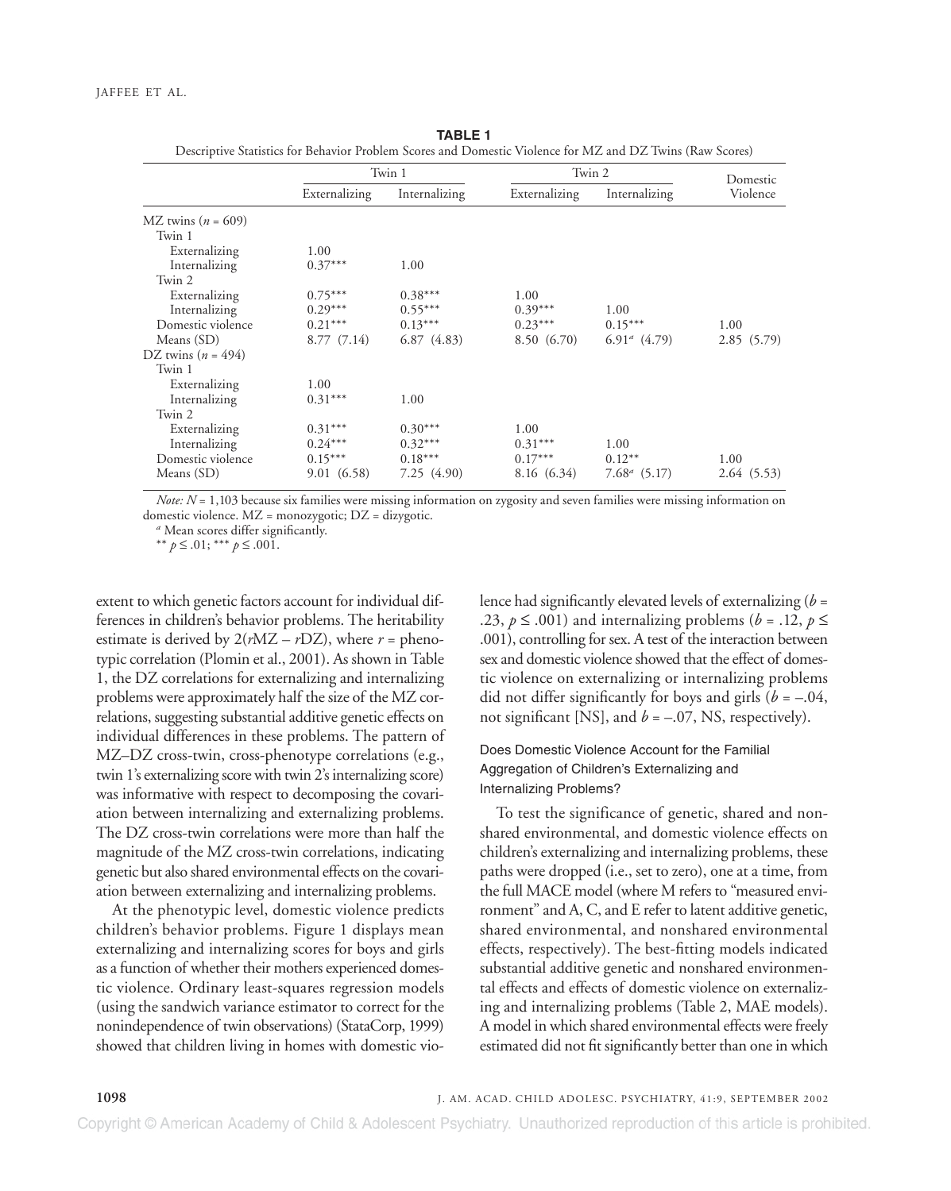**TABLE 1**

Descriptive Statistics for Behavior Problem Scores and Domestic Violence for MZ and DZ Twins (Raw Scores)

| | Twin 1 | | Twin 2 | | Domestic Violence |
|---|---|---|---|---|---|
| | Externalizing | Internalizing | Externalizing | Internalizing | |
| MZ twins ($n$ = 609) | | | | | |
| Twin 1 | | | | | |
| Externalizing | 1.00 | | | | |
| Internalizing | 0.37*** | 1.00 | | | |
| Twin 2 | | | | | |
| Externalizing | 0.75*** | 0.38*** | 1.00 | | |
| Internalizing | 0.29*** | 0.55*** | 0.39*** | 1.00 | |
| Domestic violence | 0.21*** | 0.13*** | 0.23*** | 0.15*** | 1.00 |
| Means (SD) | 8.77 (7.14) | 6.87 (4.83) | 8.50 (6.70) | 6.91[a] (4.79) | 2.85 (5.79) |
| DZ twins ($n$ = 494) | | | | | |
| Twin 1 | | | | | |
| Externalizing | 1.00 | | | | |
| Internalizing | 0.31*** | 1.00 | | | |
| Twin 2 | | | | | |
| Externalizing | 0.31*** | 0.30*** | 1.00 | | |
| Internalizing | 0.24*** | 0.32*** | 0.31*** | 1.00 | |
| Domestic violence | 0.15*** | 0.18*** | 0.17*** | 0.12** | 1.00 |
| Means (SD) | 9.01 (6.58) | 7.25 (4.90) | 8.16 (6.34) | 7.68[a] (5.17) | 2.64 (5.53) |

*Note:* $N$ = 1,103 because six families were missing information on zygosity and seven families were missing information on domestic violence. MZ = monozygotic; DZ = dizygotic.

[a] Mean scores differ significantly.

** $p \leq .01$; *** $p \leq .001$.

extent to which genetic factors account for individual differences in children's behavior problems. The heritability estimate is derived by $2(r\text{MZ} - r\text{DZ})$, where $r$ = phenotypic correlation (Plomin et al., 2001). As shown in Table 1, the DZ correlations for externalizing and internalizing problems were approximately half the size of the MZ correlations, suggesting substantial additive genetic effects on individual differences in these problems. The pattern of MZ–DZ cross-twin, cross-phenotype correlations (e.g., twin 1's externalizing score with twin 2's internalizing score) was informative with respect to decomposing the covariation between internalizing and externalizing problems. The DZ cross-twin correlations were more than half the magnitude of the MZ cross-twin correlations, indicating genetic but also shared environmental effects on the covariation between externalizing and internalizing problems.

At the phenotypic level, domestic violence predicts children's behavior problems. Figure 1 displays mean externalizing and internalizing scores for boys and girls as a function of whether their mothers experienced domestic violence. Ordinary least-squares regression models (using the sandwich variance estimator to correct for the nonindependence of twin observations) (StataCorp, 1999) showed that children living in homes with domestic violence had significantly elevated levels of externalizing ($b$ = .23, $p \leq .001$) and internalizing problems ($b$ = .12, $p \leq .001$), controlling for sex. A test of the interaction between sex and domestic violence showed that the effect of domestic violence on externalizing or internalizing problems did not differ significantly for boys and girls ($b$ = –.04, not significant [NS], and $b$ = –.07, NS, respectively).

### Does Domestic Violence Account for the Familial Aggregation of Children's Externalizing and Internalizing Problems?

To test the significance of genetic, shared and nonshared environmental, and domestic violence effects on children's externalizing and internalizing problems, these paths were dropped (i.e., set to zero), one at a time, from the full MACE model (where M refers to "measured environment" and A, C, and E refer to latent additive genetic, shared environmental, and nonshared environmental effects, respectively). The best-fitting models indicated substantial additive genetic and nonshared environmental effects and effects of domestic violence on externalizing and internalizing problems (Table 2, MAE models). A model in which shared environmental effects were freely estimated did not fit significantly better than one in which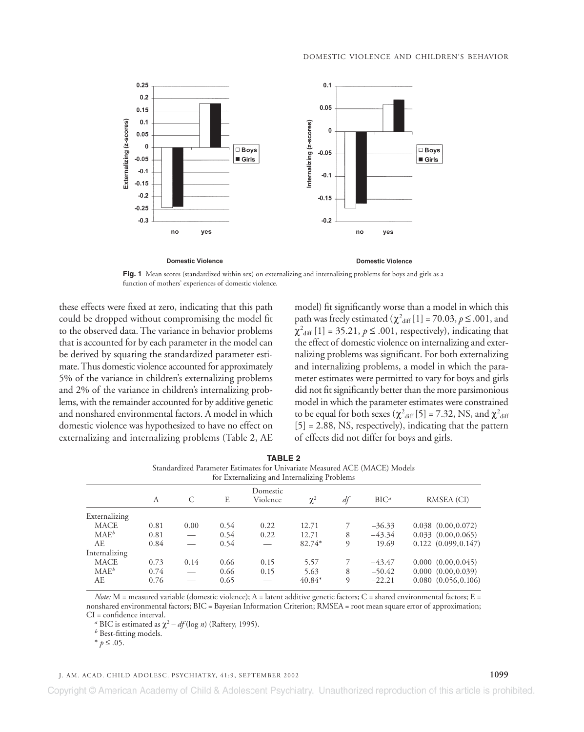Fig. 1 Mean scores (standardized within sex) on externalizing and internalizing problems for boys and girls as a function of mothers' experiences of domestic violence.

these effects were fixed at zero, indicating that this path could be dropped without compromising the model fit to the observed data. The variance in behavior problems that is accounted for by each parameter in the model can be derived by squaring the standardized parameter estimate. Thus domestic violence accounted for approximately 5% of the variance in children's externalizing problems and 2% of the variance in children's internalizing problems, with the remainder accounted for by additive genetic and nonshared environmental factors. A model in which domestic violence was hypothesized to have no effect on externalizing and internalizing problems (Table 2, AE model) fit significantly worse than a model in which this path was freely estimated ($\chi^2_{diff}$ [1] = 70.03, $p \leq .001$, and $\chi^2_{diff}$ [1] = 35.21, $p \leq .001$, respectively), indicating that the effect of domestic violence on internalizing and externalizing problems was significant. For both externalizing and internalizing problems, a model in which the parameter estimates were permitted to vary for boys and girls did not fit significantly better than the more parsimonious model in which the parameter estimates were constrained to be equal for both sexes ($\chi^2_{diff}$ [5] = 7.32, NS, and $\chi^2_{diff}$ [5] = 2.88, NS, respectively), indicating that the pattern of effects did not differ for boys and girls.

**TABLE 2**
Standardized Parameter Estimates for Univariate Measured ACE (MACE) Models for Externalizing and Internalizing Problems

| | A | C | E | Domestic Violence | $\chi^2$ | *df* | BIC[a] | RMSEA (CI) |
|---|---|---|---|---|---|---|---|---|
| Externalizing | | | | | | | | |
| MACE | 0.81 | 0.00 | 0.54 | 0.22 | 12.71 | 7 | –36.33 | 0.038 (0.00,0.072) |
| MAE[b] | 0.81 | — | 0.54 | 0.22 | 12.71 | 8 | –43.34 | 0.033 (0.00,0.065) |
| AE | 0.84 | — | 0.54 | — | 82.74* | 9 | 19.69 | 0.122 (0.099,0.147) |
| Internalizing | | | | | | | | |
| MACE | 0.73 | 0.14 | 0.66 | 0.15 | 5.57 | 7 | –43.47 | 0.000 (0.00,0.045) |
| MAE[b] | 0.74 | — | 0.66 | 0.15 | 5.63 | 8 | –50.42 | 0.000 (0.00,0.039) |
| AE | 0.76 | — | 0.65 | — | 40.84* | 9 | –22.21 | 0.080 (0.056,0.106) |

*Note:* M = measured variable (domestic violence); A = latent additive genetic factors; C = shared environmental factors; E = nonshared environmental factors; BIC = Bayesian Information Criterion; RMSEA = root mean square error of approximation; CI = confidence interval.

[a] BIC is estimated as $\chi^2 - df(\log n)$ (Raftery, 1995).

[b] Best-fitting models.

* $p \leq .05$.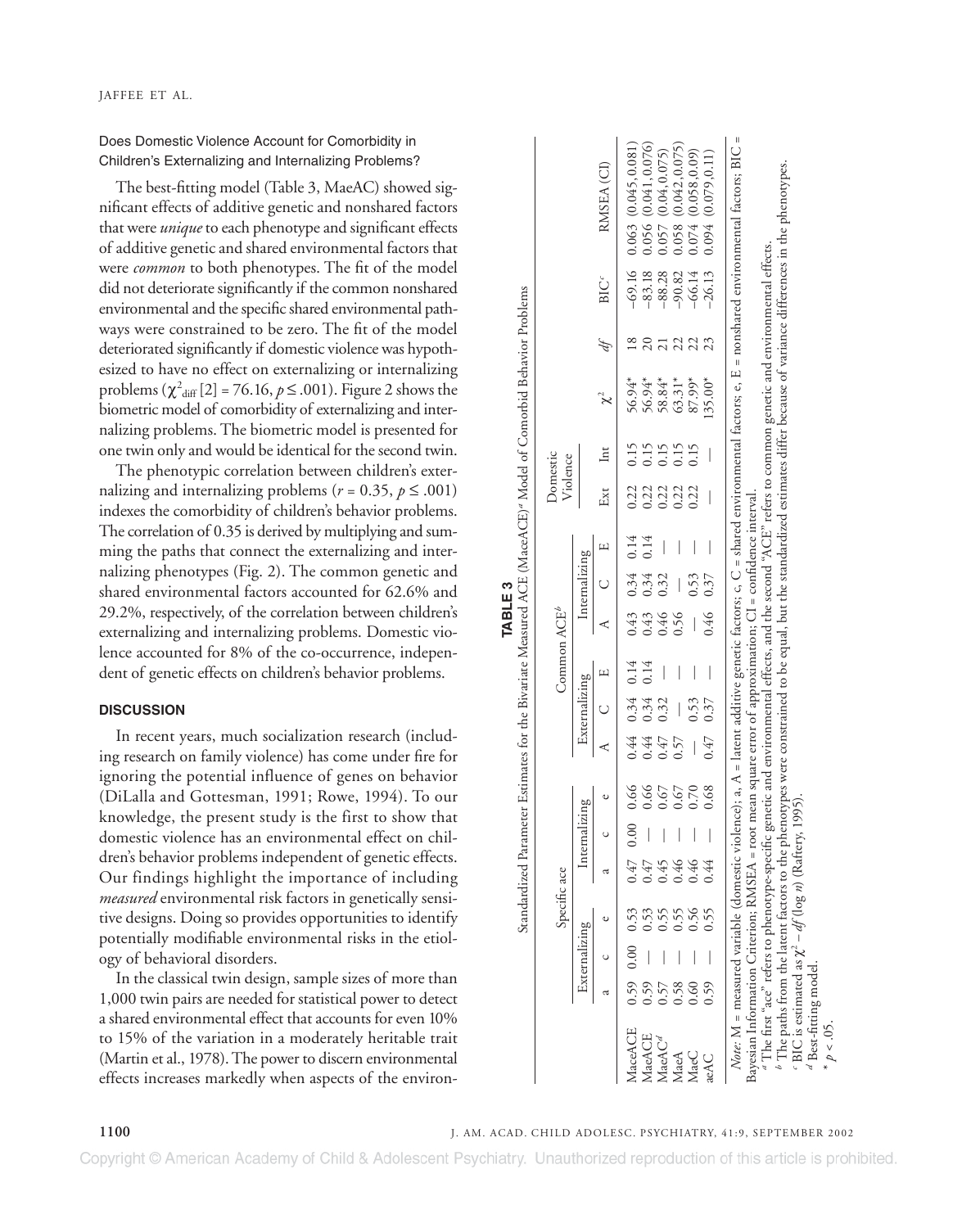### Does Domestic Violence Account for Comorbidity in Children's Externalizing and Internalizing Problems?

The best-fitting model (Table 3, MaeAC) showed significant effects of additive genetic and nonshared factors that were *unique* to each phenotype and significant effects of additive genetic and shared environmental factors that were *common* to both phenotypes. The fit of the model did not deteriorate significantly if the common nonshared environmental and the specific shared environmental pathways were constrained to be zero. The fit of the model deteriorated significantly if domestic violence was hypothesized to have no effect on externalizing or internalizing problems ($\chi^2_{\text{diff}}[2] = 76.16, p \leq .001$). Figure 2 shows the biometric model of comorbidity of externalizing and internalizing problems. The biometric model is presented for one twin only and would be identical for the second twin.

The phenotypic correlation between children's externalizing and internalizing problems ($r = 0.35, p \leq .001$) indexes the comorbidity of children's behavior problems. The correlation of 0.35 is derived by multiplying and summing the paths that connect the externalizing and internalizing phenotypes (Fig. 2). The common genetic and shared environmental factors accounted for 62.6% and 29.2%, respectively, of the correlation between children's externalizing and internalizing problems. Domestic violence accounted for 8% of the co-occurrence, independent of genetic effects on children's behavior problems.

**TABLE 3**

Standardized Parameter Estimates for the Bivariate Measured ACE (MaceACE)[a] Model of Comorbid Behavior Problems

| | Specific ace | | | | | | Common ACE[b] | | | | | | Domestic Violence | | | | | |
|---|---|---|---|---|---|---|---|---|---|---|---|---|---|---|---|---|---|---|
| | Externalizing | | | Internalizing | | | Externalizing | | | Internalizing | | | | | | | | |
| | a | c | e | a | c | e | A | C | E | A | C | E | Ext | Int | $\chi^2$ | *df* | BIC[c] | RMSEA (CI) |
| MaceACE | 0.59 | 0.00 | 0.53 | 0.47 | 0.00 | 0.66 | 0.44 | 0.34 | 0.14 | 0.43 | 0.34 | 0.14 | 0.22 | 0.15 | 56.94* | 18 | −69.16 | 0.063 (0.045,0.081) |
| MaeACE | 0.59 | — | 0.53 | 0.47 | — | 0.66 | 0.44 | 0.34 | 0.14 | 0.43 | 0.34 | 0.14 | 0.22 | 0.15 | 56.94* | 20 | −83.18 | 0.056 (0.041,0.076) |
| MaeAC[d] | 0.57 | — | 0.55 | 0.45 | — | 0.67 | 0.47 | 0.32 | — | 0.46 | 0.32 | — | 0.22 | 0.15 | 58.84* | 21 | −88.28 | 0.057 (0.04,0.075) |
| MaeA | 0.58 | — | 0.55 | 0.46 | — | 0.67 | 0.57 | — | — | 0.56 | — | — | 0.22 | 0.15 | 63.31* | 22 | −90.82 | 0.058 (0.042,0.075) |
| MaeC | 0.60 | — | 0.56 | 0.46 | — | 0.70 | — | 0.53 | — | — | 0.53 | — | 0.22 | 0.15 | 87.99* | 22 | −66.14 | 0.074 (0.058,0.09) |
| aeAC | 0.59 | — | 0.55 | 0.44 | — | 0.68 | 0.47 | 0.37 | — | 0.46 | 0.37 | — | — | — | 135.00* | 23 | −26.13 | 0.094 (0.079,0.11) |

*Note:* M = measured variable (domestic violence); a, A = latent additive genetic factors; c, C = shared environmental factors; e, E = nonshared environmental factors; BIC = Bayesian Information Criterion; RMSEA = root mean square error of approximation; CI = confidence interval.

[a] The first "ace" refers to phenotype-specific genetic and environmental effects, and the second "ACE" refers to common genetic and environmental effects.

[b] The paths from the latent factors to the phenotypes were constrained to be equal, but the standardized estimates differ because of variance differences in the phenotypes.

[c] BIC is estimated as $\chi^2 - df(\log n)$ (Raftery, 1995).

[d] Best-fitting model.

\* $p < .05$.

## DISCUSSION

In recent years, much socialization research (including research on family violence) has come under fire for ignoring the potential influence of genes on behavior (DiLalla and Gottesman, 1991; Rowe, 1994). To our knowledge, the present study is the first to show that domestic violence has an environmental effect on children's behavior problems independent of genetic effects. Our findings highlight the importance of including *measured* environmental risk factors in genetically sensitive designs. Doing so provides opportunities to identify potentially modifiable environmental risks in the etiology of behavioral disorders.

In the classical twin design, sample sizes of more than 1,000 twin pairs are needed for statistical power to detect a shared environmental effect that accounts for even 10% to 15% of the variation in a moderately heritable trait (Martin et al., 1978). The power to discern environmental effects increases markedly when aspects of the environ-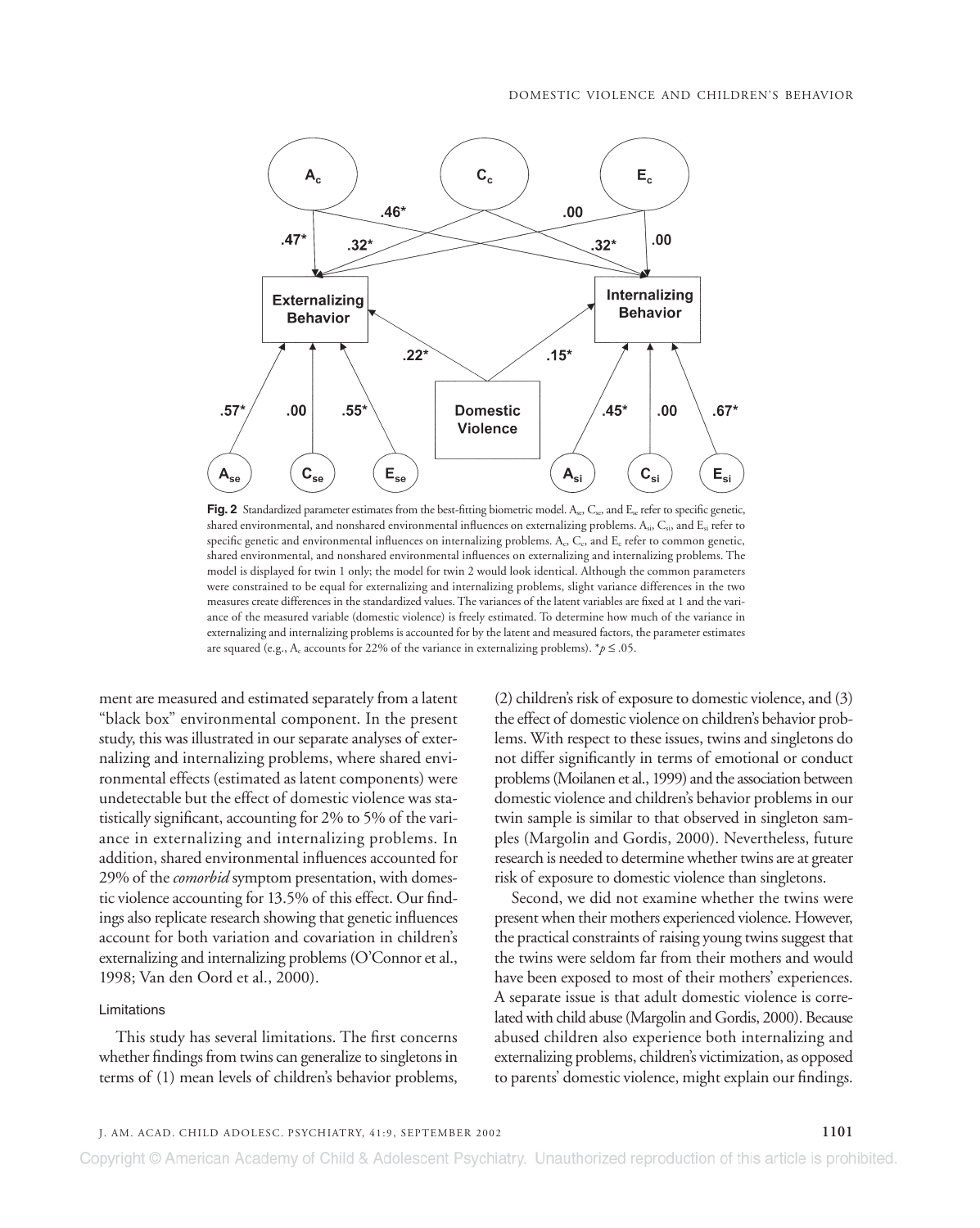**Fig. 2** Standardized parameter estimates from the best-fitting biometric model. $A_{se}$, $C_{se}$, and $E_{se}$ refer to specific genetic, shared environmental, and nonshared environmental influences on externalizing problems. $A_{si}$, $C_{si}$, and $E_{si}$ refer to specific genetic and environmental influences on internalizing problems. $A_c$, $C_c$, and $E_c$ refer to common genetic, shared environmental, and nonshared environmental influences on externalizing and internalizing problems. The model is displayed for twin 1 only; the model for twin 2 would look identical. Although the common parameters were constrained to be equal for externalizing and internalizing problems, slight variance differences in the two measures create differences in the standardized values. The variances of the latent variables are fixed at 1 and the variance of the measured variable (domestic violence) is freely estimated. To determine how much of the variance in externalizing and internalizing problems is accounted for by the latent and measured factors, the parameter estimates are squared (e.g., $A_c$ accounts for 22% of the variance in externalizing problems). $^*p \leq .05$.

ment are measured and estimated separately from a latent "black box" environmental component. In the present study, this was illustrated in our separate analyses of externalizing and internalizing problems, where shared environmental effects (estimated as latent components) were undetectable but the effect of domestic violence was statistically significant, accounting for 2% to 5% of the variance in externalizing and internalizing problems. In addition, shared environmental influences accounted for 29% of the *comorbid* symptom presentation, with domestic violence accounting for 13.5% of this effect. Our findings also replicate research showing that genetic influences account for both variation and covariation in children's externalizing and internalizing problems (O'Connor et al., 1998; Van den Oord et al., 2000).

### Limitations

This study has several limitations. The first concerns whether findings from twins can generalize to singletons in terms of (1) mean levels of children's behavior problems, (2) children's risk of exposure to domestic violence, and (3) the effect of domestic violence on children's behavior problems. With respect to these issues, twins and singletons do not differ significantly in terms of emotional or conduct problems (Moilanen et al., 1999) and the association between domestic violence and children's behavior problems in our twin sample is similar to that observed in singleton samples (Margolin and Gordis, 2000). Nevertheless, future research is needed to determine whether twins are at greater risk of exposure to domestic violence than singletons.

Second, we did not examine whether the twins were present when their mothers experienced violence. However, the practical constraints of raising young twins suggest that the twins were seldom far from their mothers and would have been exposed to most of their mothers' experiences. A separate issue is that adult domestic violence is correlated with child abuse (Margolin and Gordis, 2000). Because abused children also experience both internalizing and externalizing problems, children's victimization, as opposed to parents' domestic violence, might explain our findings.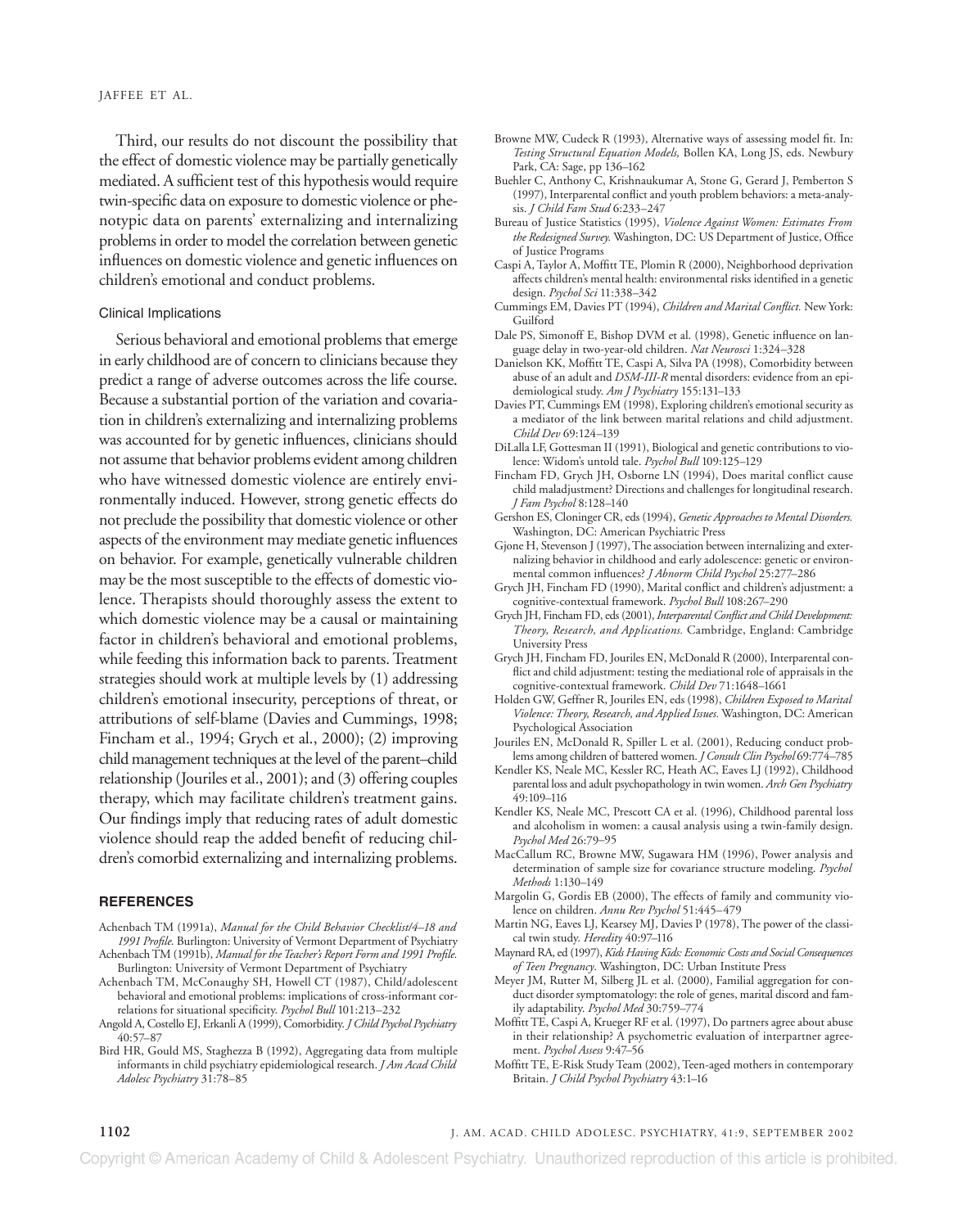Third, our results do not discount the possibility that the effect of domestic violence may be partially genetically mediated. A sufficient test of this hypothesis would require twin-specific data on exposure to domestic violence or phenotypic data on parents' externalizing and internalizing problems in order to model the correlation between genetic influences on domestic violence and genetic influences on children's emotional and conduct problems.

### Clinical Implications

Serious behavioral and emotional problems that emerge in early childhood are of concern to clinicians because they predict a range of adverse outcomes across the life course. Because a substantial portion of the variation and covariation in children's externalizing and internalizing problems was accounted for by genetic influences, clinicians should not assume that behavior problems evident among children who have witnessed domestic violence are entirely environmentally induced. However, strong genetic effects do not preclude the possibility that domestic violence or other aspects of the environment may mediate genetic influences on behavior. For example, genetically vulnerable children may be the most susceptible to the effects of domestic violence. Therapists should thoroughly assess the extent to which domestic violence may be a causal or maintaining factor in children's behavioral and emotional problems, while feeding this information back to parents. Treatment strategies should work at multiple levels by (1) addressing children's emotional insecurity, perceptions of threat, or attributions of self-blame (Davies and Cummings, 1998; Fincham et al., 1994; Grych et al., 2000); (2) improving child management techniques at the level of the parent–child relationship (Jouriles et al., 2001); and (3) offering couples therapy, which may facilitate children's treatment gains. Our findings imply that reducing rates of adult domestic violence should reap the added benefit of reducing children's comorbid externalizing and internalizing problems.

## REFERENCES

Achenbach TM (1991a), *Manual for the Child Behavior Checklist/4–18 and 1991 Profile.* Burlington: University of Vermont Department of Psychiatry

Achenbach TM (1991b), *Manual for the Teacher's Report Form and 1991 Profile.* Burlington: University of Vermont Department of Psychiatry

Achenbach TM, McConaughy SH, Howell CT (1987), Child/adolescent behavioral and emotional problems: implications of cross-informant correlations for situational specificity. *Psychol Bull* 101:213–232

Angold A, Costello EJ, Erkanli A (1999), Comorbidity. *J Child Psychol Psychiatry* 40:57–87

Bird HR, Gould MS, Staghezza B (1992), Aggregating data from multiple informants in child psychiatry epidemiological research. *J Am Acad Child Adolesc Psychiatry* 31:78–85

Browne MW, Cudeck R (1993), Alternative ways of assessing model fit. In: *Testing Structural Equation Models,* Bollen KA, Long JS, eds. Newbury Park, CA: Sage, pp 136–162

Buehler C, Anthony C, Krishnaukumar A, Stone G, Gerard J, Pemberton S (1997), Interparental conflict and youth problem behaviors: a meta-analysis. *J Child Fam Stud* 6:233–247

Bureau of Justice Statistics (1995), *Violence Against Women: Estimates From the Redesigned Survey.* Washington, DC: US Department of Justice, Office of Justice Programs

Caspi A, Taylor A, Moffitt TE, Plomin R (2000), Neighborhood deprivation affects children's mental health: environmental risks identified in a genetic design. *Psychol Sci* 11:338–342

Cummings EM, Davies PT (1994), *Children and Marital Conflict.* New York: Guilford

Dale PS, Simonoff E, Bishop DVM et al. (1998), Genetic influence on language delay in two-year-old children. *Nat Neurosci* 1:324–328

Danielson KK, Moffitt TE, Caspi A, Silva PA (1998), Comorbidity between abuse of an adult and *DSM-III-R* mental disorders: evidence from an epidemiological study. *Am J Psychiatry* 155:131–133

Davies PT, Cummings EM (1998), Exploring children's emotional security as a mediator of the link between marital relations and child adjustment. *Child Dev* 69:124–139

DiLalla LF, Gottesman II (1991), Biological and genetic contributions to violence: Widom's untold tale. *Psychol Bull* 109:125–129

Fincham FD, Grych JH, Osborne LN (1994), Does marital conflict cause child maladjustment? Directions and challenges for longitudinal research. *J Fam Psychol* 8:128–140

Gershon ES, Cloninger CR, eds (1994), *Genetic Approaches to Mental Disorders.* Washington, DC: American Psychiatric Press

Gjone H, Stevenson J (1997), The association between internalizing and externalizing behavior in childhood and early adolescence: genetic or environmental common influences? *J Abnorm Child Psychol* 25:277–286

Grych JH, Fincham FD (1990), Marital conflict and children's adjustment: a cognitive-contextual framework. *Psychol Bull* 108:267–290

Grych JH, Fincham FD, eds (2001), *Interparental Conflict and Child Development: Theory, Research, and Applications.* Cambridge, England: Cambridge University Press

Grych JH, Fincham FD, Jouriles EN, McDonald R (2000), Interparental conflict and child adjustment: testing the mediational role of appraisals in the cognitive-contextual framework. *Child Dev* 71:1648–1661

Holden GW, Geffner R, Jouriles EN, eds (1998), *Children Exposed to Marital Violence: Theory, Research, and Applied Issues.* Washington, DC: American Psychological Association

Jouriles EN, McDonald R, Spiller L et al. (2001), Reducing conduct problems among children of battered women. *J Consult Clin Psychol* 69:774–785

Kendler KS, Neale MC, Kessler RC, Heath AC, Eaves LJ (1992), Childhood parental loss and adult psychopathology in twin women. *Arch Gen Psychiatry* 49:109–116

Kendler KS, Neale MC, Prescott CA et al. (1996), Childhood parental loss and alcoholism in women: a causal analysis using a twin-family design. *Psychol Med* 26:79–95

MacCallum RC, Browne MW, Sugawara HM (1996), Power analysis and determination of sample size for covariance structure modeling. *Psychol Methods* 1:130–149

Margolin G, Gordis EB (2000), The effects of family and community violence on children. *Annu Rev Psychol* 51:445–479

Martin NG, Eaves LJ, Kearsey MJ, Davies P (1978), The power of the classical twin study. *Heredity* 40:97–116

Maynard RA, ed (1997), *Kids Having Kids: Economic Costs and Social Consequences of Teen Pregnancy.* Washington, DC: Urban Institute Press

Meyer JM, Rutter M, Silberg JL et al. (2000), Familial aggregation for conduct disorder symptomatology: the role of genes, marital discord and family adaptability. *Psychol Med* 30:759–774

Moffitt TE, Caspi A, Krueger RF et al. (1997), Do partners agree about abuse in their relationship? A psychometric evaluation of interpartner agreement. *Psychol Assess* 9:47–56

Moffitt TE, E-Risk Study Team (2002), Teen-aged mothers in contemporary Britain. *J Child Psychol Psychiatry* 43:1–16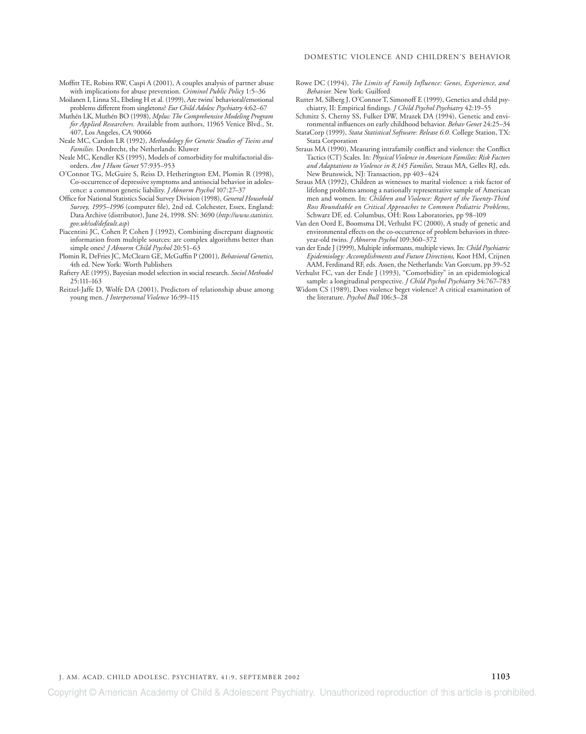Moffitt TE, Robins RW, Caspi A (2001), A couples analysis of partner abuse with implications for abuse prevention. *Criminol Public Policy* 1:5–36

Moilanen I, Linna SL, Ebeling H et al. (1999), Are twins' behavioral/emotional problems different from singletons? *Eur Child Adolesc Psychiatry* 4:62–67

Muthén LK, Muthén BO (1998), *Mplus: The Comprehensive Modeling Program for Applied Researchers.* Available from authors, 11965 Venice Blvd., St. 407, Los Angeles, CA 90066

Neale MC, Cardon LR (1992), *Methodology for Genetic Studies of Twins and Families.* Dordrecht, the Netherlands: Kluwer

Neale MC, Kendler KS (1995), Models of comorbidity for multifactorial disorders. *Am J Hum Genet* 57:935–953

O'Connor TG, McGuire S, Reiss D, Hetherington EM, Plomin R (1998), Co-occurrence of depressive symptoms and antisocial behavior in adolescence: a common genetic liability. *J Abnorm Psychol* 107:27–37

Office for National Statistics Social Survey Division (1998), *General Household Survey, 1995–1996* (computer file), 2nd ed. Colchester, Essex, England: Data Archive (distributor), June 24, 1998. SN: 3690 (*http://www.statistics.gov.uk/ssd/default.asp*)

Piacentini JC, Cohen P, Cohen J (1992), Combining discrepant diagnostic information from multiple sources: are complex algorithms better than simple ones? *J Abnorm Child Psychol* 20:51–63

Plomin R, DeFries JC, McClearn GE, McGuffin P (2001), *Behavioral Genetics,* 4th ed. New York: Worth Publishers

Raftery AE (1995), Bayesian model selection in social research. *Sociol Methodol* 25:111–163

Reitzel-Jaffe D, Wolfe DA (2001), Predictors of relationship abuse among young men. *J Interpersonal Violence* 16:99–115

Rowe DC (1994), *The Limits of Family Influence: Genes, Experience, and Behavior.* New York: Guilford

Rutter M, Silberg J, O'Connor T, Simonoff E (1999), Genetics and child psychiatry, II: Empirical findings. *J Child Psychol Psychiatry* 42:19–55

Schmitz S, Cherny SS, Fulker DW, Mrazek DA (1994), Genetic and environmental influences on early childhood behavior. *Behav Genet* 24:25–34

StataCorp (1999), *Stata Statistical Software: Release 6.0.* College Station, TX: Stata Corporation

Straus MA (1990), Measuring intrafamily conflict and violence: the Conflict Tactics (CT) Scales. In: *Physical Violence in American Families: Risk Factors and Adaptations to Violence in 8,145 Families,* Straus MA, Gelles RJ, eds. New Brunswick, NJ: Transaction, pp 403–424

Straus MA (1992), Children as witnesses to marital violence: a risk factor of lifelong problems among a nationally representative sample of American men and women. In: *Children and Violence: Report of the Twenty-Third Ross Roundtable on Critical Approaches to Common Pediatric Problems,* Schwarz DF, ed. Columbus, OH: Ross Laboratories, pp 98–109

Van den Oord E, Boomsma DI, Verhulst FC (2000), A study of genetic and environmental effects on the co-occurrence of problem behaviors in three-year-old twins. *J Abnorm Psychol* 109:360–372

van der Ende J (1999), Multiple informants, multiple views. In: *Child Psychiatric Epidemiology: Accomplishments and Future Directions,* Koot HM, Crijnen AAM, Ferdinand RF, eds. Assen, the Netherlands: Van Gorcum, pp 39–52

Verhulst FC, van der Ende J (1993), "Comorbidity" in an epidemiological sample: a longitudinal perspective. *J Child Psychol Psychiatry* 34:767–783

Widom CS (1989), Does violence beget violence? A critical examination of the literature. *Psychol Bull* 106:3–28